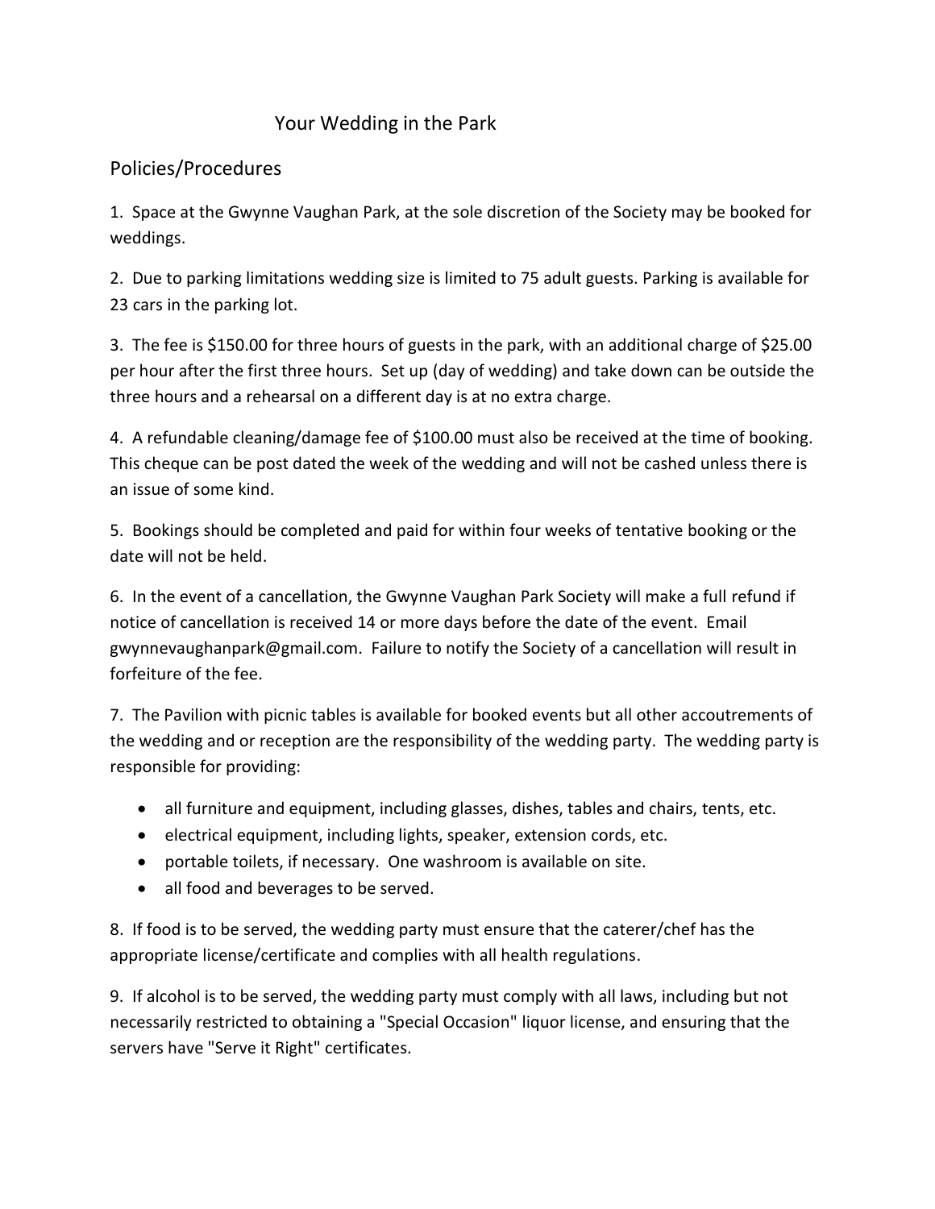# Your Wedding in the Park

## Policies/Procedures

1. Space at the Gwynne Vaughan Park, at the sole discretion of the Society may be booked for weddings.

2. Due to parking limitations wedding size is limited to 75 adult guests. Parking is available for 23 cars in the parking lot.

3. The fee is $150.00 for three hours of guests in the park, with an additional charge of $25.00 per hour after the first three hours. Set up (day of wedding) and take down can be outside the three hours and a rehearsal on a different day is at no extra charge.

4. A refundable cleaning/damage fee of $100.00 must also be received at the time of booking. This cheque can be post dated the week of the wedding and will not be cashed unless there is an issue of some kind.

5. Bookings should be completed and paid for within four weeks of tentative booking or the date will not be held.

6. In the event of a cancellation, the Gwynne Vaughan Park Society will make a full refund if notice of cancellation is received 14 or more days before the date of the event. Email gwynnevaughanpark@gmail.com. Failure to notify the Society of a cancellation will result in forfeiture of the fee.

7. The Pavilion with picnic tables is available for booked events but all other accoutrements of the wedding and or reception are the responsibility of the wedding party. The wedding party is responsible for providing:

- all furniture and equipment, including glasses, dishes, tables and chairs, tents, etc.
- electrical equipment, including lights, speaker, extension cords, etc.
- portable toilets, if necessary. One washroom is available on site.
- all food and beverages to be served.

8. If food is to be served, the wedding party must ensure that the caterer/chef has the appropriate license/certificate and complies with all health regulations.

9. If alcohol is to be served, the wedding party must comply with all laws, including but not necessarily restricted to obtaining a "Special Occasion" liquor license, and ensuring that the servers have "Serve it Right" certificates.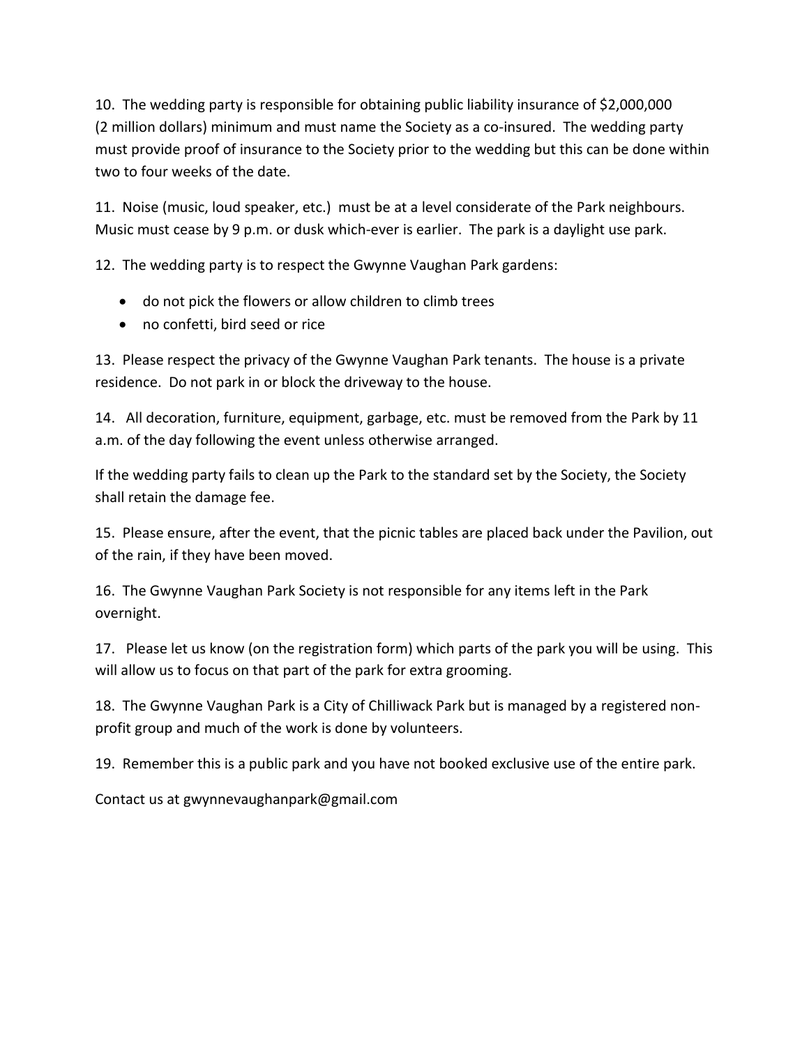10. The wedding party is responsible for obtaining public liability insurance of $2,000,000 (2 million dollars) minimum and must name the Society as a co-insured. The wedding party must provide proof of insurance to the Society prior to the wedding but this can be done within two to four weeks of the date.

11. Noise (music, loud speaker, etc.) must be at a level considerate of the Park neighbours. Music must cease by 9 p.m. or dusk which-ever is earlier. The park is a daylight use park.

12. The wedding party is to respect the Gwynne Vaughan Park gardens:

- do not pick the flowers or allow children to climb trees
- no confetti, bird seed or rice

13. Please respect the privacy of the Gwynne Vaughan Park tenants. The house is a private residence. Do not park in or block the driveway to the house.

14. All decoration, furniture, equipment, garbage, etc. must be removed from the Park by 11 a.m. of the day following the event unless otherwise arranged.

If the wedding party fails to clean up the Park to the standard set by the Society, the Society shall retain the damage fee.

15. Please ensure, after the event, that the picnic tables are placed back under the Pavilion, out of the rain, if they have been moved.

16. The Gwynne Vaughan Park Society is not responsible for any items left in the Park overnight.

17. Please let us know (on the registration form) which parts of the park you will be using. This will allow us to focus on that part of the park for extra grooming.

18. The Gwynne Vaughan Park is a City of Chilliwack Park but is managed by a registered non-profit group and much of the work is done by volunteers.

19. Remember this is a public park and you have not booked exclusive use of the entire park.

Contact us at gwynnevaughanpark@gmail.com